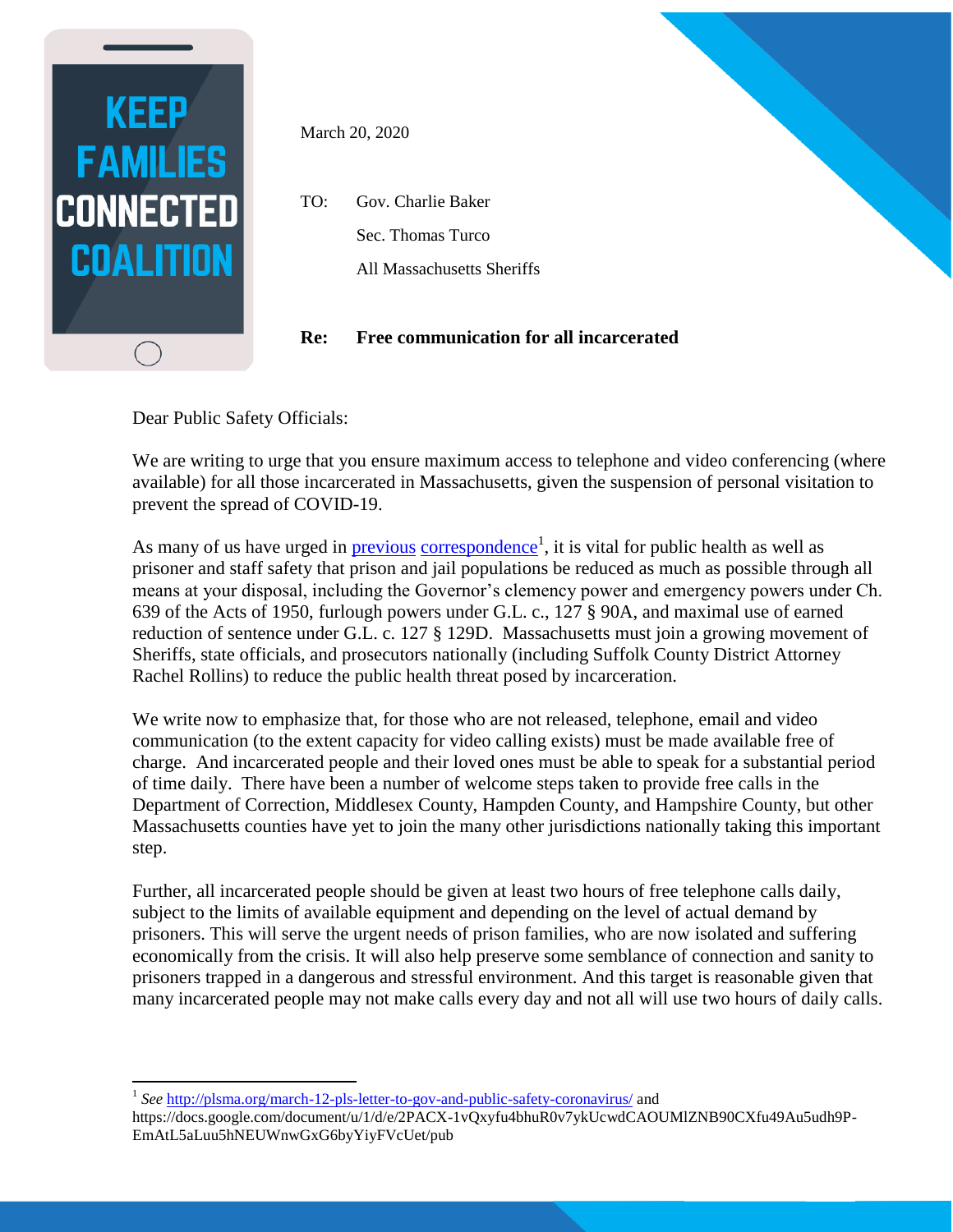**KEEP FAMILIES CONNECTED COALITION**

March 20, 2020

TO: Gov. Charlie Baker
Sec. Thomas Turco
All Massachusetts Sheriffs

**Re: Free communication for all incarcerated**

Dear Public Safety Officials:

We are writing to urge that you ensure maximum access to telephone and video conferencing (where available) for all those incarcerated in Massachusetts, given the suspension of personal visitation to prevent the spread of COVID-19.

As many of us have urged in previous correspondence[1], it is vital for public health as well as prisoner and staff safety that prison and jail populations be reduced as much as possible through all means at your disposal, including the Governor's clemency power and emergency powers under Ch. 639 of the Acts of 1950, furlough powers under G.L. c., 127 § 90A, and maximal use of earned reduction of sentence under G.L. c. 127 § 129D. Massachusetts must join a growing movement of Sheriffs, state officials, and prosecutors nationally (including Suffolk County District Attorney Rachel Rollins) to reduce the public health threat posed by incarceration.

We write now to emphasize that, for those who are not released, telephone, email and video communication (to the extent capacity for video calling exists) must be made available free of charge. And incarcerated people and their loved ones must be able to speak for a substantial period of time daily. There have been a number of welcome steps taken to provide free calls in the Department of Correction, Middlesex County, Hampden County, and Hampshire County, but other Massachusetts counties have yet to join the many other jurisdictions nationally taking this important step.

Further, all incarcerated people should be given at least two hours of free telephone calls daily, subject to the limits of available equipment and depending on the level of actual demand by prisoners. This will serve the urgent needs of prison families, who are now isolated and suffering economically from the crisis. It will also help preserve some semblance of connection and sanity to prisoners trapped in a dangerous and stressful environment. And this target is reasonable given that many incarcerated people may not make calls every day and not all will use two hours of daily calls.

---

[1] *See* http://plsma.org/march-12-pls-letter-to-gov-and-public-safety-coronavirus/ and https://docs.google.com/document/u/1/d/e/2PACX-1vQxyfu4bhuR0v7ykUcwdCAOUMlZNB90CXfu49Au5udh9P-EmAtL5aLuu5hNEUWnwGxG6byYiyFVcUet/pub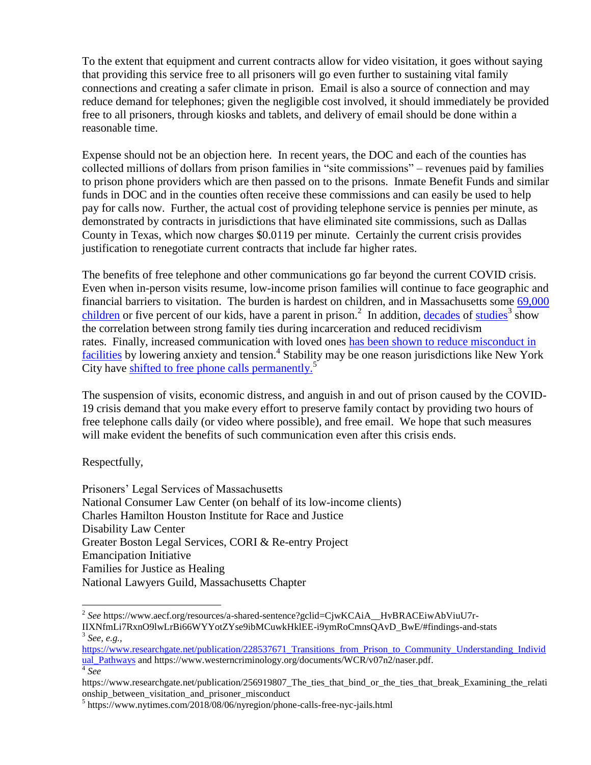To the extent that equipment and current contracts allow for video visitation, it goes without saying that providing this service free to all prisoners will go even further to sustaining vital family connections and creating a safer climate in prison. Email is also a source of connection and may reduce demand for telephones; given the negligible cost involved, it should immediately be provided free to all prisoners, through kiosks and tablets, and delivery of email should be done within a reasonable time.

Expense should not be an objection here. In recent years, the DOC and each of the counties has collected millions of dollars from prison families in "site commissions" – revenues paid by families to prison phone providers which are then passed on to the prisons. Inmate Benefit Funds and similar funds in DOC and in the counties often receive these commissions and can easily be used to help pay for calls now. Further, the actual cost of providing telephone service is pennies per minute, as demonstrated by contracts in jurisdictions that have eliminated site commissions, such as Dallas County in Texas, which now charges $0.0119 per minute. Certainly the current crisis provides justification to renegotiate current contracts that include far higher rates.

The benefits of free telephone and other communications go far beyond the current COVID crisis. Even when in-person visits resume, low-income prison families will continue to face geographic and financial barriers to visitation. The burden is hardest on children, and in Massachusetts some 69,000 children or five percent of our kids, have a parent in prison.[2] In addition, decades of studies[3] show the correlation between strong family ties during incarceration and reduced recidivism rates. Finally, increased communication with loved ones has been shown to reduce misconduct in facilities by lowering anxiety and tension.[4] Stability may be one reason jurisdictions like New York City have shifted to free phone calls permanently.[5]

The suspension of visits, economic distress, and anguish in and out of prison caused by the COVID-19 crisis demand that you make every effort to preserve family contact by providing two hours of free telephone calls daily (or video where possible), and free email. We hope that such measures will make evident the benefits of such communication even after this crisis ends.

Respectfully,

Prisoners' Legal Services of Massachusetts
National Consumer Law Center (on behalf of its low-income clients)
Charles Hamilton Houston Institute for Race and Justice
Disability Law Center
Greater Boston Legal Services, CORI & Re-entry Project
Emancipation Initiative
Families for Justice as Healing
National Lawyers Guild, Massachusetts Chapter

---

[2] *See* https://www.aecf.org/resources/a-shared-sentence?gclid=CjwKCAiA__HvBRACEiwAbViuU7r-IIXNfmLi7RxnO9lwLrBi66WYYotZYse9ibMCuwkHklEE-i9ymRoCmnsQAvD_BwE/#findings-and-stats

[3] *See, e.g.*, https://www.researchgate.net/publication/228537671_Transitions_from_Prison_to_Community_Understanding_Individual_Pathways and https://www.westerncriminology.org/documents/WCR/v07n2/naser.pdf.

[4] *See* https://www.researchgate.net/publication/256919807_The_ties_that_bind_or_the_ties_that_break_Examining_the_relationship_between_visitation_and_prisoner_misconduct

[5] https://www.nytimes.com/2018/08/06/nyregion/phone-calls-free-nyc-jails.html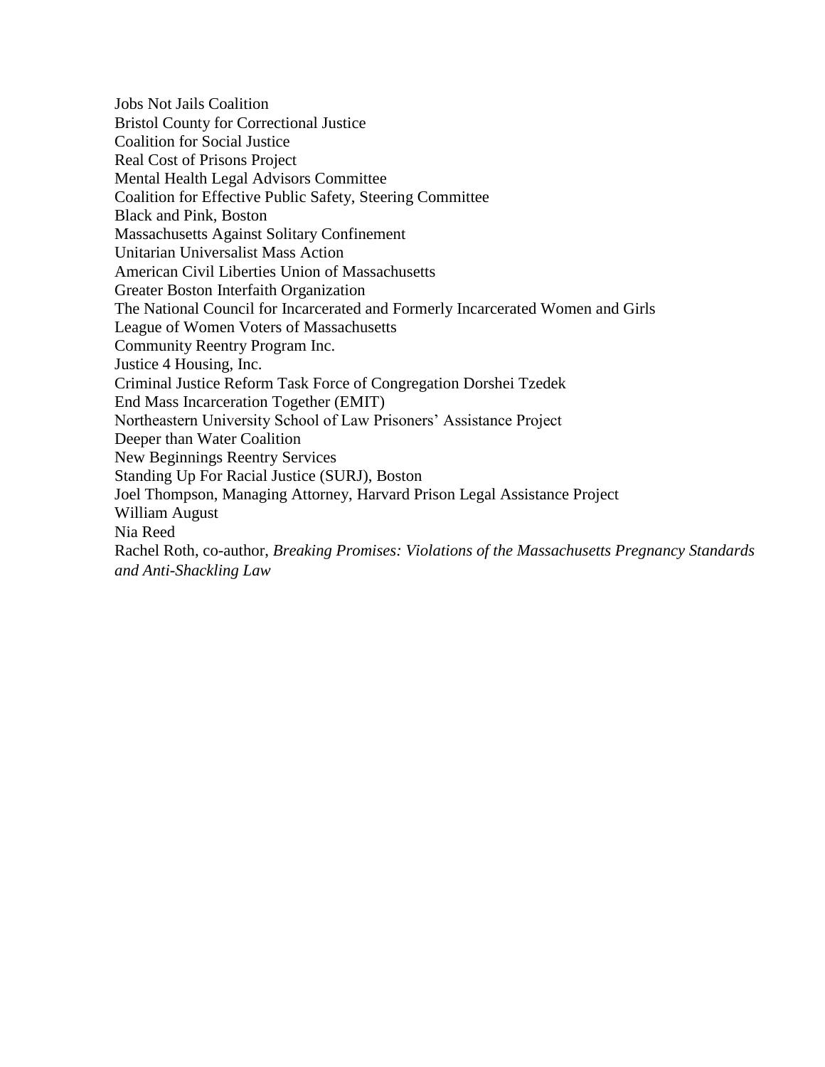Jobs Not Jails Coalition  
Bristol County for Correctional Justice  
Coalition for Social Justice  
Real Cost of Prisons Project  
Mental Health Legal Advisors Committee  
Coalition for Effective Public Safety, Steering Committee  
Black and Pink, Boston  
Massachusetts Against Solitary Confinement  
Unitarian Universalist Mass Action  
American Civil Liberties Union of Massachusetts  
Greater Boston Interfaith Organization  
The National Council for Incarcerated and Formerly Incarcerated Women and Girls  
League of Women Voters of Massachusetts  
Community Reentry Program Inc.  
Justice 4 Housing, Inc.  
Criminal Justice Reform Task Force of Congregation Dorshei Tzedek  
End Mass Incarceration Together (EMIT)  
Northeastern University School of Law Prisoners' Assistance Project  
Deeper than Water Coalition  
New Beginnings Reentry Services  
Standing Up For Racial Justice (SURJ), Boston  
Joel Thompson, Managing Attorney, Harvard Prison Legal Assistance Project  
William August  
Nia Reed  
Rachel Roth, co-author, *Breaking Promises: Violations of the Massachusetts Pregnancy Standards and Anti-Shackling Law*